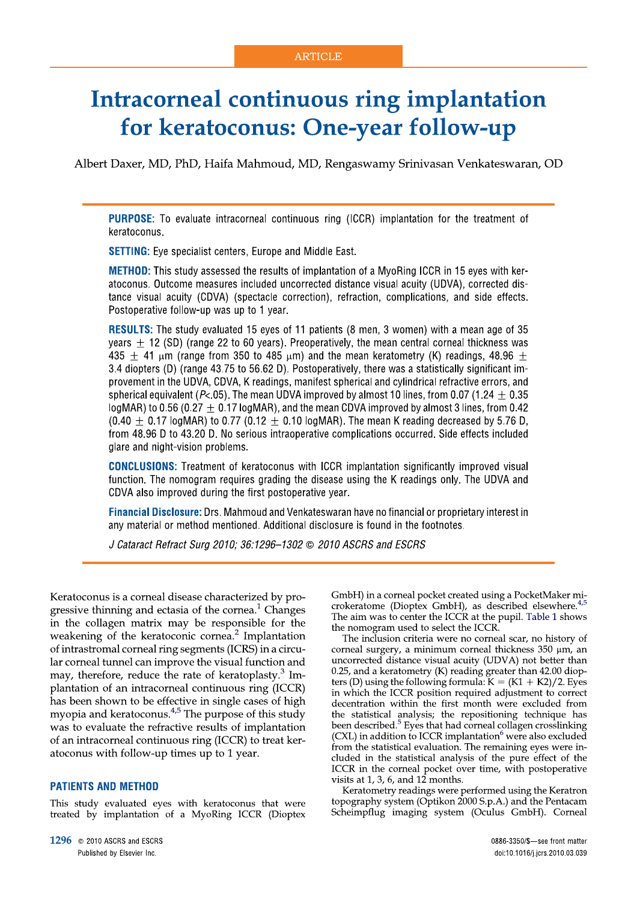ARTICLE

# Intracorneal continuous ring implantation for keratoconus: One-year follow-up

Albert Daxer, MD, PhD, Haifa Mahmoud, MD, Rengaswamy Srinivasan Venkateswaran, OD

**PURPOSE:** To evaluate intracorneal continuous ring (ICCR) implantation for the treatment of keratoconus.

**SETTING:** Eye specialist centers, Europe and Middle East.

**METHOD:** This study assessed the results of implantation of a MyoRing ICCR in 15 eyes with keratoconus. Outcome measures included uncorrected distance visual acuity (UDVA), corrected distance visual acuity (CDVA) (spectacle correction), refraction, complications, and side effects. Postoperative follow-up was up to 1 year.

**RESULTS:** The study evaluated 15 eyes of 11 patients (8 men, 3 women) with a mean age of 35 years ± 12 (SD) (range 22 to 60 years). Preoperatively, the mean central corneal thickness was 435 ± 41 μm (range from 350 to 485 μm) and the mean keratometry (K) readings, 48.96 ± 3.4 diopters (D) (range 43.75 to 56.62 D). Postoperatively, there was a statistically significant improvement in the UDVA, CDVA, K readings, manifest spherical and cylindrical refractive errors, and spherical equivalent ($P<.05$). The mean UDVA improved by almost 10 lines, from 0.07 (1.24 ± 0.35 logMAR) to 0.56 (0.27 ± 0.17 logMAR), and the mean CDVA improved by almost 3 lines, from 0.42 (0.40 ± 0.17 logMAR) to 0.77 (0.12 ± 0.10 logMAR). The mean K reading decreased by 5.76 D, from 48.96 D to 43.20 D. No serious intraoperative complications occurred. Side effects included glare and night-vision problems.

**CONCLUSIONS:** Treatment of keratoconus with ICCR implantation significantly improved visual function. The nomogram requires grading the disease using the K readings only. The UDVA and CDVA also improved during the first postoperative year.

**Financial Disclosure:** Drs. Mahmoud and Venkateswaran have no financial or proprietary interest in any material or method mentioned. Additional disclosure is found in the footnotes.

*J Cataract Refract Surg 2010; 36:1296–1302 © 2010 ASCRS and ESCRS*

Keratoconus is a corneal disease characterized by progressive thinning and ectasia of the cornea.[1] Changes in the collagen matrix may be responsible for the weakening of the keratoconic cornea.[2] Implantation of intrastromal corneal ring segments (ICRS) in a circular corneal tunnel can improve the visual function and may, therefore, reduce the rate of keratoplasty.[3] Implantation of an intracorneal continuous ring (ICCR) has been shown to be effective in single cases of high myopia and keratoconus.[4,5] The purpose of this study was to evaluate the refractive results of implantation of an intracorneal continuous ring (ICCR) to treat keratoconus with follow-up times up to 1 year.

## PATIENTS AND METHOD

This study evaluated eyes with keratoconus that were treated by implantation of a MyoRing ICCR (Dioptex GmbH) in a corneal pocket created using a PocketMaker microkeratome (Dioptex GmbH), as described elsewhere.[4,5] The aim was to center the ICCR at the pupil. Table 1 shows the nomogram used to select the ICCR.

The inclusion criteria were no corneal scar, no history of corneal surgery, a minimum corneal thickness 350 μm, an uncorrected distance visual acuity (UDVA) not better than 0.25, and a keratometry (K) reading greater than 42.00 diopters (D) using the following formula: $K = (K1 + K2)/2$. Eyes in which the ICCR position required adjustment to correct decentration within the first month were excluded from the statistical evaluation; the repositioning technique has been described.[5] Eyes that had corneal collagen crosslinking (CXL) in addition to ICCR implantation[6] were also excluded from the statistical evaluation. The remaining eyes were included in the statistical analysis of the pure effect of the ICCR in the corneal pocket over time, with postoperative visits at 1, 3, 6, and 12 months.

Keratometry readings were performed using the Keratron topography system (Optikon 2000 S.p.A.) and the Pentacam Scheimpflug imaging system (Oculus GmbH). Corneal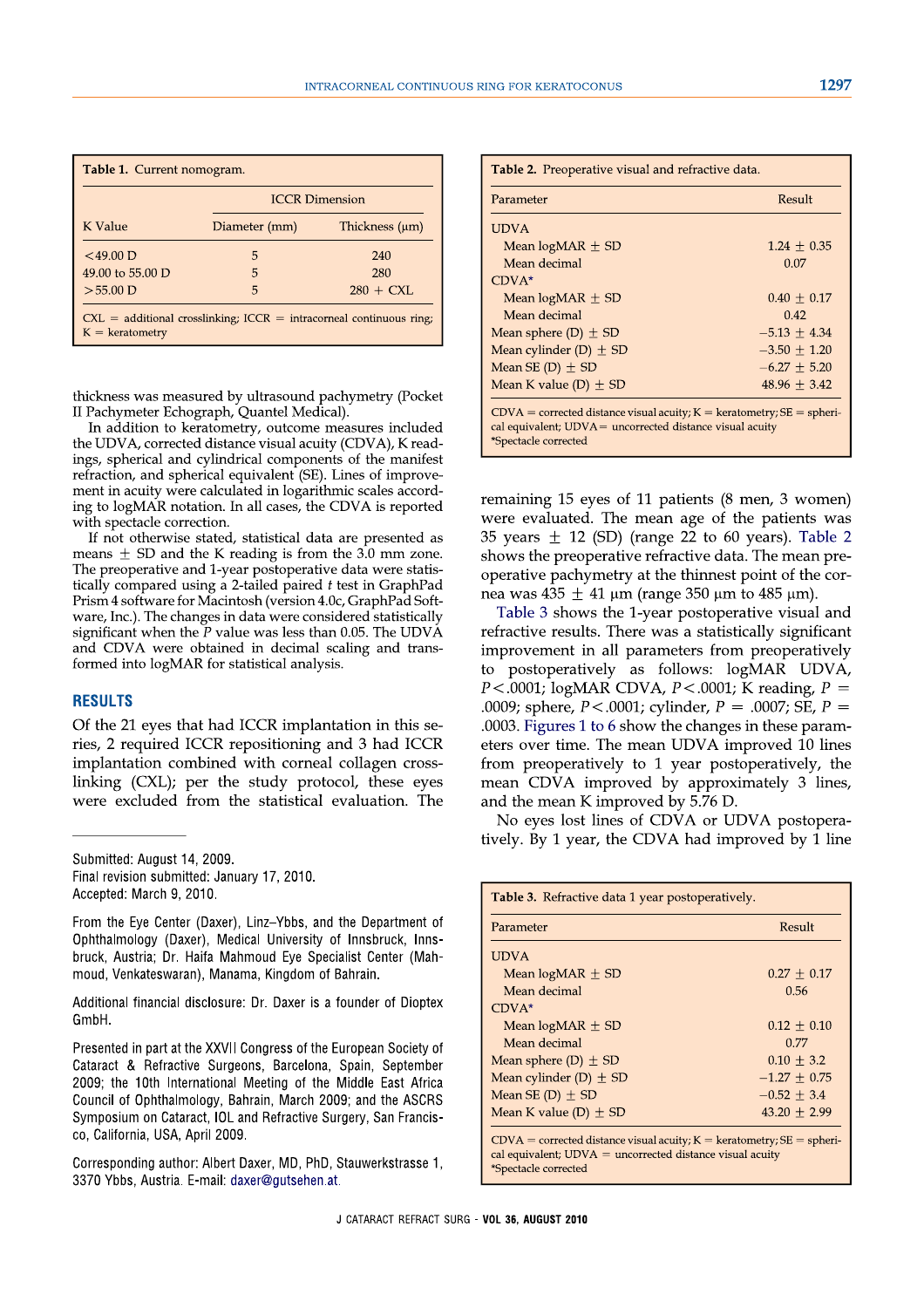**Table 1.** Current nomogram.

| K Value | ICCR Dimension | |
|---|---|---|
| | Diameter (mm) | Thickness (μm) |
| <49.00 D | 5 | 240 |
| 49.00 to 55.00 D | 5 | 280 |
| >55.00 D | 5 | 280 + CXL |

CXL = additional crosslinking; ICCR = intracorneal continuous ring; K = keratometry

thickness was measured by ultrasound pachymetry (Pocket II Pachymeter Echograph, Quantel Medical).

In addition to keratometry, outcome measures included the UDVA, corrected distance visual acuity (CDVA), K readings, spherical and cylindrical components of the manifest refraction, and spherical equivalent (SE). Lines of improvement in acuity were calculated in logarithmic scales according to logMAR notation. In all cases, the CDVA is reported with spectacle correction.

If not otherwise stated, statistical data are presented as means ± SD and the K reading is from the 3.0 mm zone. The preoperative and 1-year postoperative data were statistically compared using a 2-tailed paired *t* test in GraphPad Prism 4 software for Macintosh (version 4.0c, GraphPad Software, Inc.). The changes in data were considered statistically significant when the *P* value was less than 0.05. The UDVA and CDVA were obtained in decimal scaling and transformed into logMAR for statistical analysis.

## RESULTS

Of the 21 eyes that had ICCR implantation in this series, 2 required ICCR repositioning and 3 had ICCR implantation combined with corneal collagen crosslinking (CXL); per the study protocol, these eyes were excluded from the statistical evaluation. The remaining 15 eyes of 11 patients (8 men, 3 women) were evaluated. The mean age of the patients was 35 years ± 12 (SD) (range 22 to 60 years). Table 2 shows the preoperative refractive data. The mean preoperative pachymetry at the thinnest point of the cornea was 435 ± 41 μm (range 350 μm to 485 μm).

**Table 2.** Preoperative visual and refractive data.

| Parameter | Result |
|---|---|
| UDVA | |
| Mean logMAR ± SD | 1.24 ± 0.35 |
| Mean decimal | 0.07 |
| CDVA* | |
| Mean logMAR ± SD | 0.40 ± 0.17 |
| Mean decimal | 0.42 |
| Mean sphere (D) ± SD | −5.13 ± 4.34 |
| Mean cylinder (D) ± SD | −3.50 ± 1.20 |
| Mean SE (D) ± SD | −6.27 ± 5.20 |
| Mean K value (D) ± SD | 48.96 ± 3.42 |

CDVA = corrected distance visual acuity; K = keratometry; SE = spherical equivalent; UDVA = uncorrected distance visual acuity
*Spectacle corrected

Table 3 shows the 1-year postoperative visual and refractive results. There was a statistically significant improvement in all parameters from preoperatively to postoperatively as follows: logMAR UDVA, $P < .0001$; logMAR CDVA, $P < .0001$; K reading, $P = .0009$; sphere, $P < .0001$; cylinder, $P = .0007$; SE, $P = .0003$. Figures 1 to 6 show the changes in these parameters over time. The mean UDVA improved 10 lines from preoperatively to 1 year postoperatively, the mean CDVA improved by approximately 3 lines, and the mean K improved by 5.76 D.

No eyes lost lines of CDVA or UDVA postoperatively. By 1 year, the CDVA had improved by 1 line

**Table 3.** Refractive data 1 year postoperatively.

| Parameter | Result |
|---|---|
| UDVA | |
| Mean logMAR ± SD | 0.27 ± 0.17 |
| Mean decimal | 0.56 |
| CDVA* | |
| Mean logMAR ± SD | 0.12 ± 0.10 |
| Mean decimal | 0.77 |
| Mean sphere (D) ± SD | 0.10 ± 3.2 |
| Mean cylinder (D) ± SD | −1.27 ± 0.75 |
| Mean SE (D) ± SD | −0.52 ± 3.4 |
| Mean K value (D) ± SD | 43.20 ± 2.99 |

CDVA = corrected distance visual acuity; K = keratometry; SE = spherical equivalent; UDVA = uncorrected distance visual acuity
*Spectacle corrected

---

Submitted: August 14, 2009.
Final revision submitted: January 17, 2010.
Accepted: March 9, 2010.

From the Eye Center (Daxer), Linz–Ybbs, and the Department of Ophthalmology (Daxer), Medical University of Innsbruck, Innsbruck, Austria; Dr. Haifa Mahmoud Eye Specialist Center (Mahmoud, Venkateswaran), Manama, Kingdom of Bahrain.

Additional financial disclosure: Dr. Daxer is a founder of Dioptex GmbH.

Presented in part at the XXVII Congress of the European Society of Cataract & Refractive Surgeons, Barcelona, Spain, September 2009; the 10th International Meeting of the Middle East Africa Council of Ophthalmology, Bahrain, March 2009; and the ASCRS Symposium on Cataract, IOL and Refractive Surgery, San Francisco, California, USA, April 2009.

Corresponding author: Albert Daxer, MD, PhD, Stauwerkstrasse 1, 3370 Ybbs, Austria. E-mail: daxer@gutsehen.at.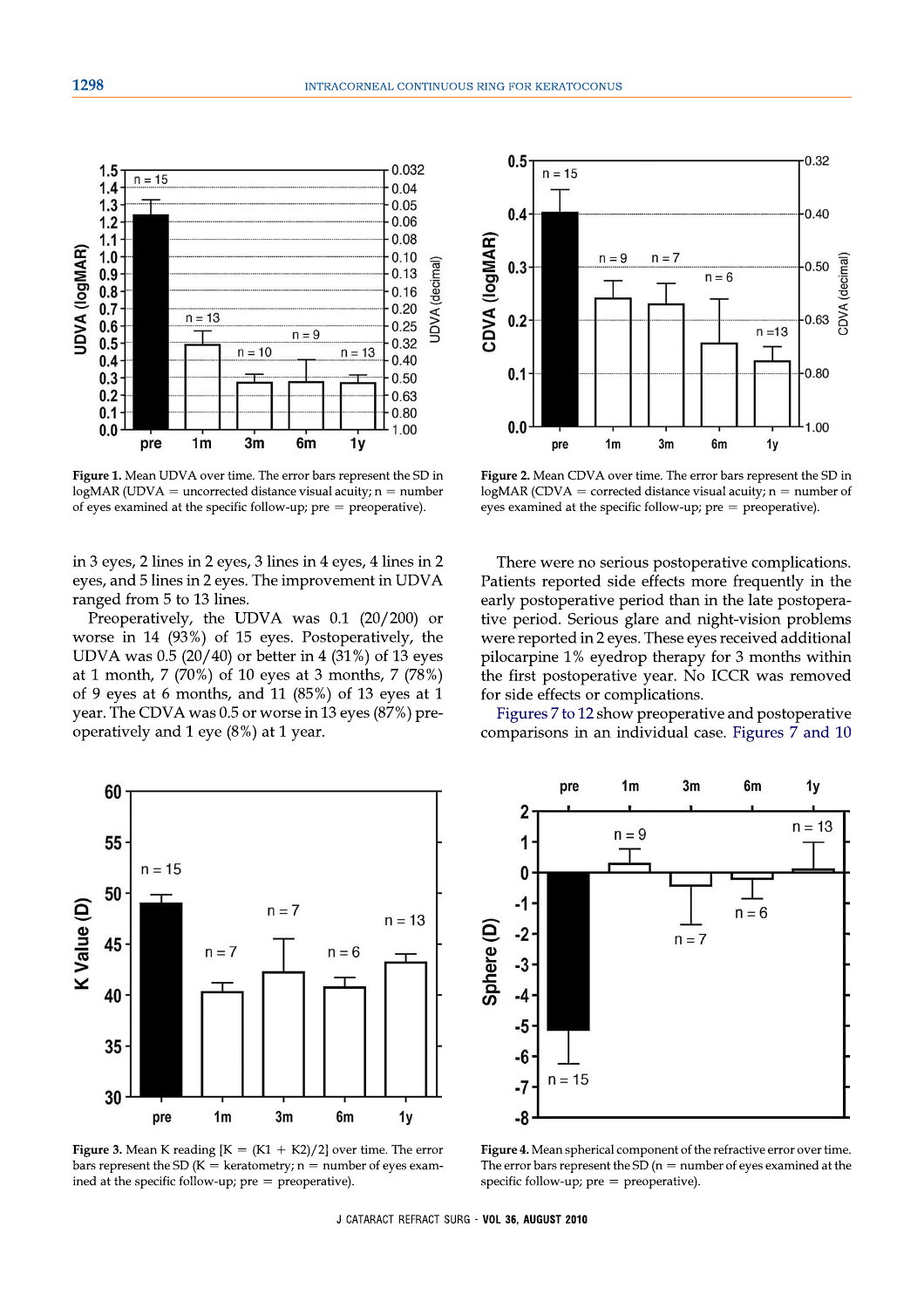Figure 1. Mean UDVA over time. The error bars represent the SD in logMAR (UDVA = uncorrected distance visual acuity; n = number of eyes examined at the specific follow-up; pre = preoperative).

Figure 2. Mean CDVA over time. The error bars represent the SD in logMAR (CDVA = corrected distance visual acuity; n = number of eyes examined at the specific follow-up; pre = preoperative).

in 3 eyes, 2 lines in 2 eyes, 3 lines in 4 eyes, 4 lines in 2 eyes, and 5 lines in 2 eyes. The improvement in UDVA ranged from 5 to 13 lines.

Preoperatively, the UDVA was 0.1 (20/200) or worse in 14 (93%) of 15 eyes. Postoperatively, the UDVA was 0.5 (20/40) or better in 4 (31%) of 13 eyes at 1 month, 7 (70%) of 10 eyes at 3 months, 7 (78%) of 9 eyes at 6 months, and 11 (85%) of 13 eyes at 1 year. The CDVA was 0.5 or worse in 13 eyes (87%) preoperatively and 1 eye (8%) at 1 year.

There were no serious postoperative complications. Patients reported side effects more frequently in the early postoperative period than in the late postoperative period. Serious glare and night-vision problems were reported in 2 eyes. These eyes received additional pilocarpine 1% eyedrop therapy for 3 months within the first postoperative year. No ICCR was removed for side effects or complications.

Figures 7 to 12 show preoperative and postoperative comparisons in an individual case. Figures 7 and 10

Figure 3. Mean K reading [K = (K1 + K2)/2] over time. The error bars represent the SD (K = keratometry; n = number of eyes examined at the specific follow-up; pre = preoperative).

Figure 4. Mean spherical component of the refractive error over time. The error bars represent the SD (n = number of eyes examined at the specific follow-up; pre = preoperative).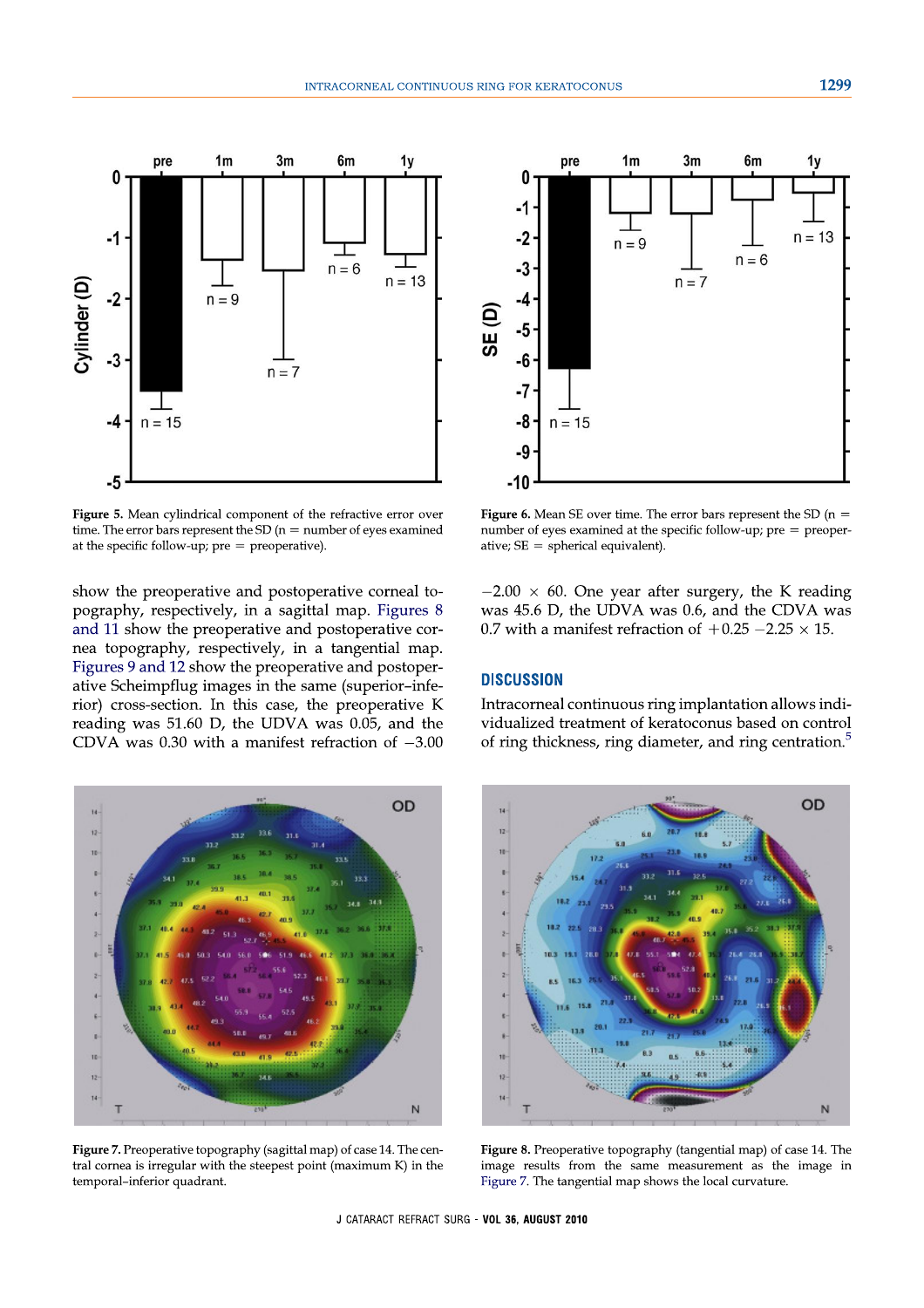Figure 5. Mean cylindrical component of the refractive error over time. The error bars represent the SD (n = number of eyes examined at the specific follow-up; pre = preoperative).

Figure 6. Mean SE over time. The error bars represent the SD (n = number of eyes examined at the specific follow-up; pre = preoperative; SE = spherical equivalent).

show the preoperative and postoperative corneal topography, respectively, in a sagittal map. Figures 8 and 11 show the preoperative and postoperative cornea topography, respectively, in a tangential map. Figures 9 and 12 show the preoperative and postoperative Scheimpflug images in the same (superior–inferior) cross-section. In this case, the preoperative K reading was 51.60 D, the UDVA was 0.05, and the CDVA was 0.30 with a manifest refraction of −3.00 −2.00 × 60. One year after surgery, the K reading was 45.6 D, the UDVA was 0.6, and the CDVA was 0.7 with a manifest refraction of +0.25 −2.25 × 15.

## DISCUSSION

Intracorneal continuous ring implantation allows individualized treatment of keratoconus based on control of ring thickness, ring diameter, and ring centration.[5]

Figure 7. Preoperative topography (sagittal map) of case 14. The central cornea is irregular with the steepest point (maximum K) in the temporal–inferior quadrant.

Figure 8. Preoperative topography (tangential map) of case 14. The image results from the same measurement as the image in Figure 7. The tangential map shows the local curvature.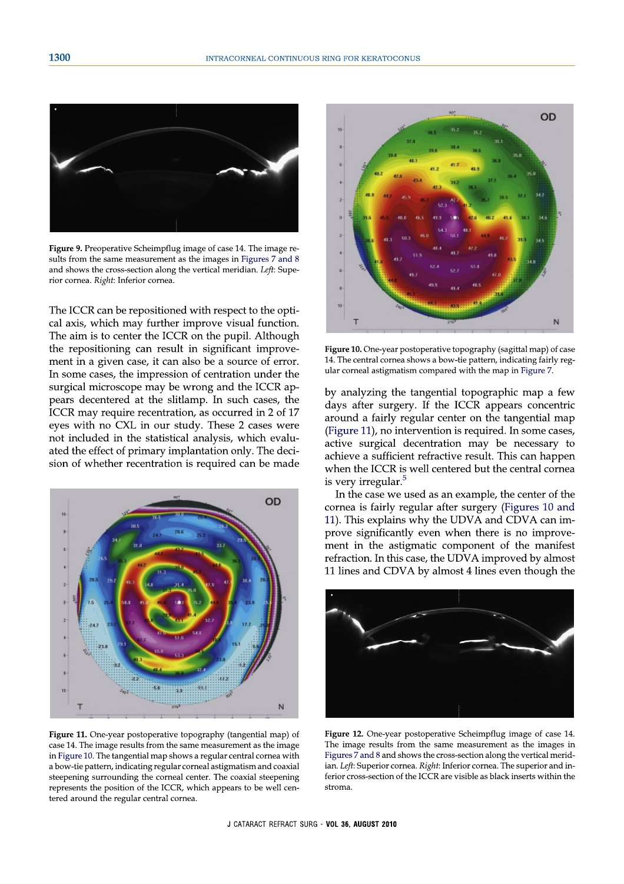Figure 9. Preoperative Scheimpflug image of case 14. The image results from the same measurement as the images in Figures 7 and 8 and shows the cross-section along the vertical meridian. *Left*: Superior cornea. *Right*: Inferior cornea.

The ICCR can be repositioned with respect to the optical axis, which may further improve visual function. The aim is to center the ICCR on the pupil. Although the repositioning can result in significant improvement in a given case, it can also be a source of error. In some cases, the impression of centration under the surgical microscope may be wrong and the ICCR appears decentered at the slitlamp. In such cases, the ICCR may require recentration, as occurred in 2 of 17 eyes with no CXL in our study. These 2 cases were not included in the statistical analysis, which evaluated the effect of primary implantation only. The decision of whether recentration is required can be made by analyzing the tangential topographic map a few days after surgery. If the ICCR appears concentric around a fairly regular center on the tangential map (Figure 11), no intervention is required. In some cases, active surgical decentration may be necessary to achieve a sufficient refractive result. This can happen when the ICCR is well centered but the central cornea is very irregular.[5]

In the case we used as an example, the center of the cornea is fairly regular after surgery (Figures 10 and 11). This explains why the UDVA and CDVA can improve significantly even when there is no improvement in the astigmatic component of the manifest refraction. In this case, the UDVA improved by almost 11 lines and CDVA by almost 4 lines even though the

Figure 10. One-year postoperative topography (sagittal map) of case 14. The central cornea shows a bow-tie pattern, indicating fairly regular corneal astigmatism compared with the map in Figure 7.

Figure 11. One-year postoperative topography (tangential map) of case 14. The image results from the same measurement as the image in Figure 10. The tangential map shows a regular central cornea with a bow-tie pattern, indicating regular corneal astigmatism and coaxial steepening surrounding the corneal center. The coaxial steepening represents the position of the ICCR, which appears to be well centered around the regular central cornea.

Figure 12. One-year postoperative Scheimpflug image of case 14. The image results from the same measurement as the images in Figures 7 and 8 and shows the cross-section along the vertical meridian. *Left*: Superior cornea. *Right*: Inferior cornea. The superior and inferior cross-section of the ICCR are visible as black inserts within the stroma.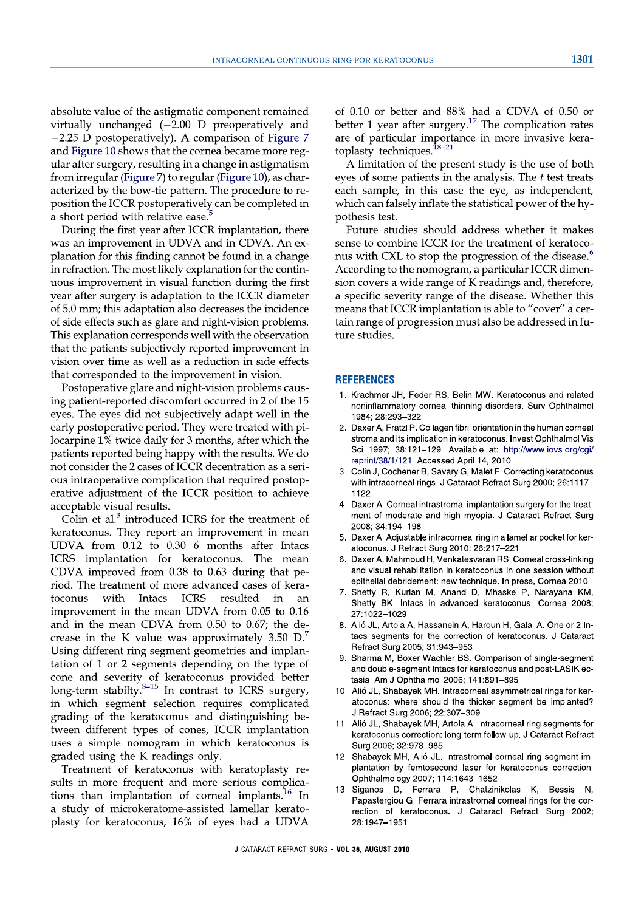absolute value of the astigmatic component remained virtually unchanged (−2.00 D preoperatively and −2.25 D postoperatively). A comparison of Figure 7 and Figure 10 shows that the cornea became more regular after surgery, resulting in a change in astigmatism from irregular (Figure 7) to regular (Figure 10), as characterized by the bow-tie pattern. The procedure to reposition the ICCR postoperatively can be completed in a short period with relative ease.[5]

During the first year after ICCR implantation, there was an improvement in UDVA and in CDVA. An explanation for this finding cannot be found in a change in refraction. The most likely explanation for the continuous improvement in visual function during the first year after surgery is adaptation to the ICCR diameter of 5.0 mm; this adaptation also decreases the incidence of side effects such as glare and night-vision problems. This explanation corresponds well with the observation that the patients subjectively reported improvement in vision over time as well as a reduction in side effects that corresponded to the improvement in vision.

Postoperative glare and night-vision problems causing patient-reported discomfort occurred in 2 of the 15 eyes. The eyes did not subjectively adapt well in the early postoperative period. They were treated with pilocarpine 1% twice daily for 3 months, after which the patients reported being happy with the results. We do not consider the 2 cases of ICCR decentration as a serious intraoperative complication that required postoperative adjustment of the ICCR position to achieve acceptable visual results.

Colin et al.[3] introduced ICRS for the treatment of keratoconus. They report an improvement in mean UDVA from 0.12 to 0.30 6 months after Intacs ICRS implantation for keratoconus. The mean CDVA improved from 0.38 to 0.63 during that period. The treatment of more advanced cases of keratoconus with Intacs ICRS resulted in an improvement in the mean UDVA from 0.05 to 0.16 and in the mean CDVA from 0.50 to 0.67; the decrease in the K value was approximately 3.50 D.[7] Using different ring segment geometries and implantation of 1 or 2 segments depending on the type of cone and severity of keratoconus provided better long-term stabilty.[8–15] In contrast to ICRS surgery, in which segment selection requires complicated grading of the keratoconus and distinguishing between different types of cones, ICCR implantation uses a simple nomogram in which keratoconus is graded using the K readings only.

Treatment of keratoconus with keratoplasty results in more frequent and more serious complications than implantation of corneal implants.[16] In a study of microkeratome-assisted lamellar keratoplasty for keratoconus, 16% of eyes had a UDVA of 0.10 or better and 88% had a CDVA of 0.50 or better 1 year after surgery.[17] The complication rates are of particular importance in more invasive keratoplasty techniques.[18–21]

A limitation of the present study is the use of both eyes of some patients in the analysis. The *t* test treats each sample, in this case the eye, as independent, which can falsely inflate the statistical power of the hypothesis test.

Future studies should address whether it makes sense to combine ICCR for the treatment of keratoconus with CXL to stop the progression of the disease.[6] According to the nomogram, a particular ICCR dimension covers a wide range of K readings and, therefore, a specific severity range of the disease. Whether this means that ICCR implantation is able to "cover" a certain range of progression must also be addressed in future studies.

## REFERENCES

1. Krachmer JH, Feder RS, Belin MW. Keratoconus and related noninflammatory corneal thinning disorders. Surv Ophthalmol 1984; 28:293–322
2. Daxer A, Fratzl P. Collagen fibril orientation in the human corneal stroma and its implication in keratoconus. Invest Ophthalmol Vis Sci 1997; 38:121–129. Available at: http://www.iovs.org/cgi/reprint/38/1/121. Accessed April 14, 2010
3. Colin J, Cochener B, Savary G, Malet F. Correcting keratoconus with intracorneal rings. J Cataract Refract Surg 2000; 26:1117–1122
4. Daxer A. Corneal intrastromal implantation surgery for the treatment of moderate and high myopia. J Cataract Refract Surg 2008; 34:194–198
5. Daxer A. Adjustable intracorneal ring in a lamellar pocket for keratoconus. J Refract Surg 2010; 26:217–221
6. Daxer A, Mahmoud H, Venkatesvaran RS. Corneal cross-linking and visual rehabilitation in keratoconus in one session without epithelial debridement: new technique. In press, Cornea 2010
7. Shetty R, Kurian M, Anand D, Mhaske P, Narayana KM, Shetty BK. Intacs in advanced keratoconus. Cornea 2008; 27:1022–1029
8. Alió JL, Artola A, Hassanein A, Haroun H, Galal A. One or 2 Intacs segments for the correction of keratoconus. J Cataract Refract Surg 2005; 31:943–953
9. Sharma M, Boxer Wachler BS. Comparison of single-segment and double-segment Intacs for keratoconus and post-LASIK ectasia. Am J Ophthalmol 2006; 141:891–895
10. Alió JL, Shabayek MH. Intracorneal asymmetrical rings for keratoconus: where should the thicker segment be implanted? J Refract Surg 2006; 22:307–309
11. Alió JL, Shabayek MH, Artola A. Intracorneal ring segments for keratoconus correction: long-term follow-up. J Cataract Refract Surg 2006; 32:978–985
12. Shabayek MH, Alió JL. Intrastromal corneal ring segment implantation by femtosecond laser for keratoconus correction. Ophthalmology 2007; 114:1643–1652
13. Siganos D, Ferrara P, Chatzinikolas K, Bessis N, Papastergiou G. Ferrara intrastromal corneal rings for the correction of keratoconus. J Cataract Refract Surg 2002; 28:1947–1951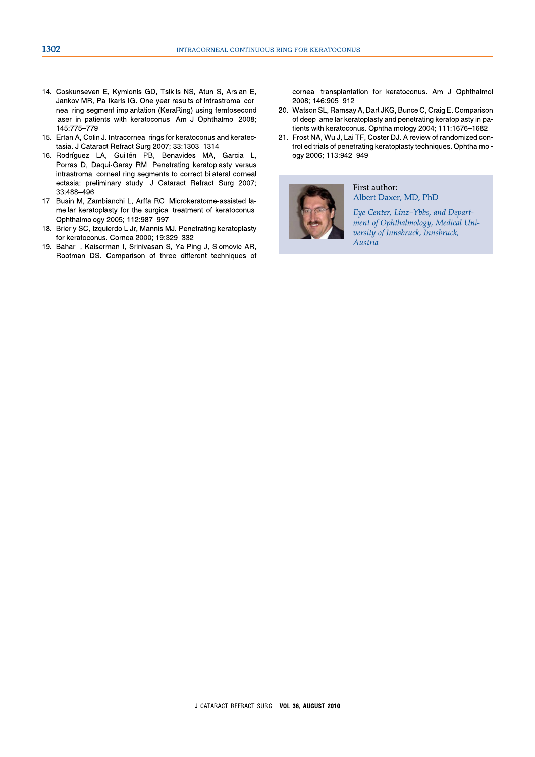14. Coskunseven E, Kymionis GD, Tsiklis NS, Atun S, Arslan E, Jankov MR, Pallikaris IG. One-year results of intrastromal corneal ring segment implantation (KeraRing) using femtosecond laser in patients with keratoconus. Am J Ophthalmol 2008; 145:775–779
15. Ertan A, Colin J. Intracorneal rings for keratoconus and keratectasia. J Cataract Refract Surg 2007; 33:1303–1314
16. Rodríguez LA, Guillén PB, Benavides MA, Garcia L, Porras D, Daqui-Garay RM. Penetrating keratoplasty versus intrastromal corneal ring segments to correct bilateral corneal ectasia: preliminary study. J Cataract Refract Surg 2007; 33:488–496
17. Busin M, Zambianchi L, Arffa RC. Microkeratome-assisted lamellar keratoplasty for the surgical treatment of keratoconus. Ophthalmology 2005; 112:987–997
18. Brierly SC, Izquierdo L Jr, Mannis MJ. Penetrating keratoplasty for keratoconus. Cornea 2000; 19:329–332
19. Bahar I, Kaiserman I, Srinivasan S, Ya-Ping J, Slomovic AR, Rootman DS. Comparison of three different techniques of corneal transplantation for keratoconus. Am J Ophthalmol 2008; 146:905–912
20. Watson SL, Ramsay A, Dart JKG, Bunce C, Craig E. Comparison of deep lamellar keratoplasty and penetrating keratoplasty in patients with keratoconus. Ophthalmology 2004; 111:1676–1682
21. Frost NA, Wu J, Lai TF, Coster DJ. A review of randomized controlled trials of penetrating keratoplasty techniques. Ophthalmology 2006; 113:942–949

First author:
Albert Daxer, MD, PhD

*Eye Center, Linz–Ybbs, and Department of Ophthalmology, Medical University of Innsbruck, Innsbruck, Austria*